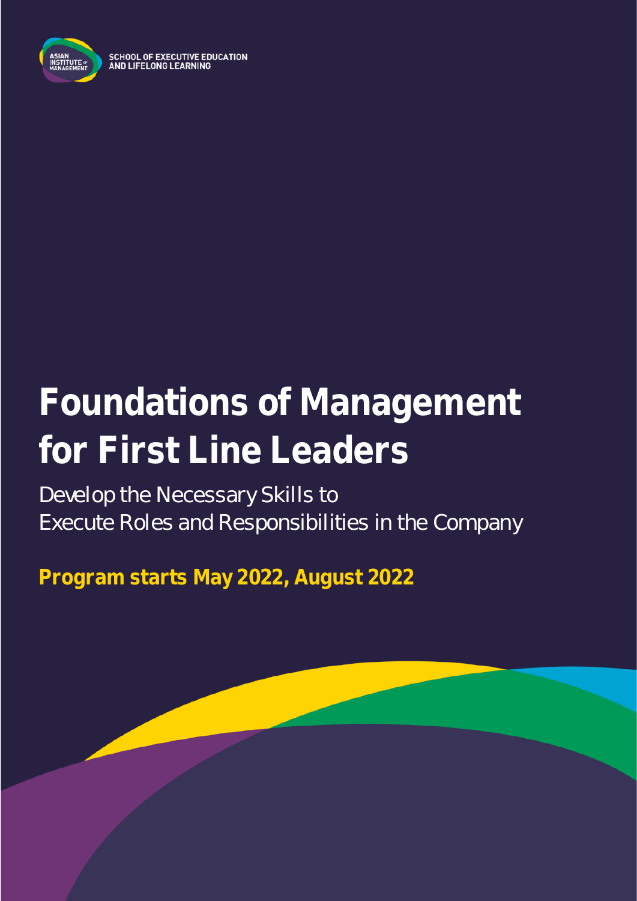SCHOOL OF EXECUTIVE EDUCATION AND LIFELONG LEARNING

# Foundations of Management for First Line Leaders

Develop the Necessary Skills to Execute Roles and Responsibilities in the Company

**Program starts May 2022, August 2022**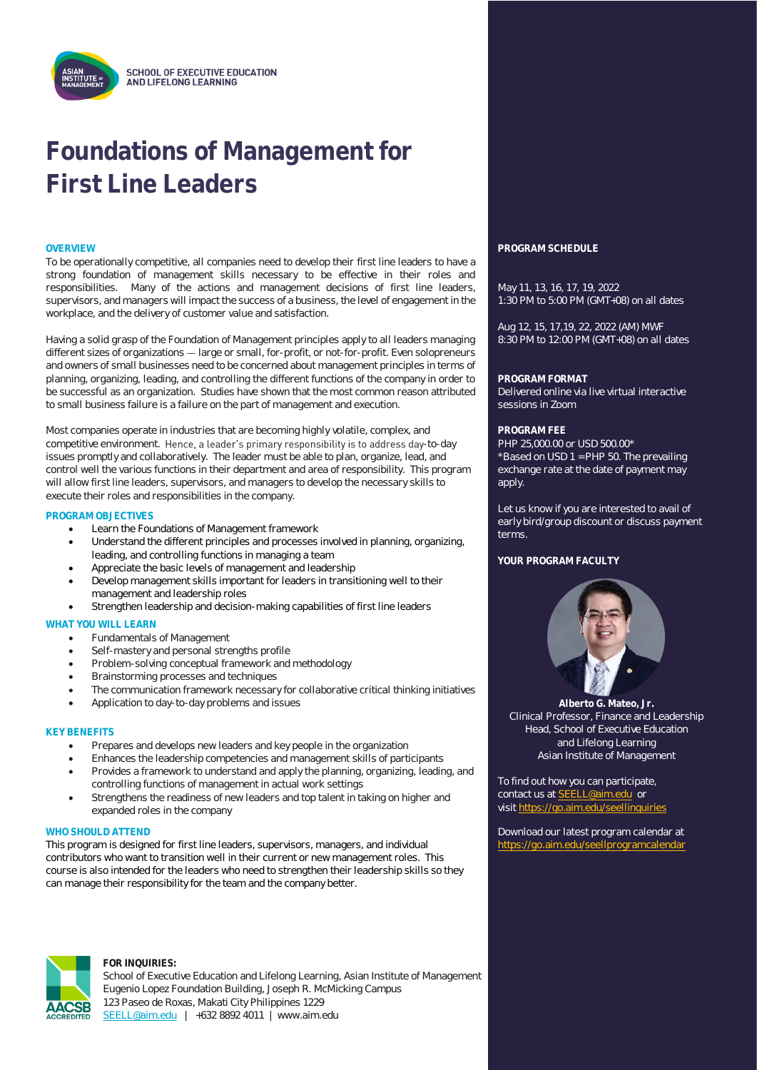SCHOOL OF EXECUTIVE EDUCATION AND LIFELONG LEARNING

# Foundations of Management for First Line Leaders

## OVERVIEW

To be operationally competitive, all companies need to develop their first line leaders to have a strong foundation of management skills necessary to be effective in their roles and responsibilities. Many of the actions and management decisions of first line leaders, supervisors, and managers will impact the success of a business, the level of engagement in the workplace, and the delivery of customer value and satisfaction.

Having a solid grasp of the Foundation of Management principles apply to all leaders managing different sizes of organizations — large or small, for-profit, or not-for-profit. Even solopreneurs and owners of small businesses need to be concerned about management principles in terms of planning, organizing, leading, and controlling the different functions of the company in order to be successful as an organization. Studies have shown that the most common reason attributed to small business failure is a failure on the part of management and execution.

Most companies operate in industries that are becoming highly volatile, complex, and competitive environment. Hence, a leader's primary responsibility is to address day-to-day issues promptly and collaboratively. The leader must be able to plan, organize, lead, and control well the various functions in their department and area of responsibility. This program will allow first line leaders, supervisors, and managers to develop the necessary skills to execute their roles and responsibilities in the company.

## PROGRAM OBJECTIVES

- Learn the Foundations of Management framework
- Understand the different principles and processes involved in planning, organizing, leading, and controlling functions in managing a team
- Appreciate the basic levels of management and leadership
- Develop management skills important for leaders in transitioning well to their management and leadership roles
- Strengthen leadership and decision-making capabilities of first line leaders

## WHAT YOU WILL LEARN

- Fundamentals of Management
- Self-mastery and personal strengths profile
- Problem-solving conceptual framework and methodology
- Brainstorming processes and techniques
- The communication framework necessary for collaborative critical thinking initiatives
- Application to day-to-day problems and issues

## KEY BENEFITS

- Prepares and develops new leaders and key people in the organization
- Enhances the leadership competencies and management skills of participants
- Provides a framework to understand and apply the planning, organizing, leading, and controlling functions of management in actual work settings
- Strengthens the readiness of new leaders and top talent in taking on higher and expanded roles in the company

## WHO SHOULD ATTEND

This program is designed for first line leaders, supervisors, managers, and individual contributors who want to transition well in their current or new management roles. This course is also intended for the leaders who need to strengthen their leadership skills so they can manage their responsibility for the team and the company better.

## PROGRAM SCHEDULE

May 11, 13, 16, 17, 19, 2022
1:30 PM to 5:00 PM (GMT+08) on all dates

Aug 12, 15, 17,19, 22, 2022 (AM) MWF
8:30 PM to 12:00 PM (GMT+08) on all dates

## PROGRAM FORMAT

Delivered online via live virtual interactive sessions in Zoom

## PROGRAM FEE

PHP 25,000.00 or USD 500.00*
*Based on USD 1 = PHP 50. The prevailing exchange rate at the date of payment may apply.

Let us know if you are interested to avail of early bird/group discount or discuss payment terms.

## YOUR PROGRAM FACULTY

**Alberto G. Mateo, Jr.**
Clinical Professor, Finance and Leadership
Head, School of Executive Education and Lifelong Learning
Asian Institute of Management

To find out how you can participate, contact us at SEELL@aim.edu or visit https://go.aim.edu/seellinquiries

Download our latest program calendar at https://go.aim.edu/seellprogramcalendar

**FOR INQUIRIES:**
School of Executive Education and Lifelong Learning, Asian Institute of Management
Eugenio Lopez Foundation Building, Joseph R. McMicking Campus
123 Paseo de Roxas, Makati City Philippines 1229
SEELL@aim.edu | +632 8892 4011 | www.aim.edu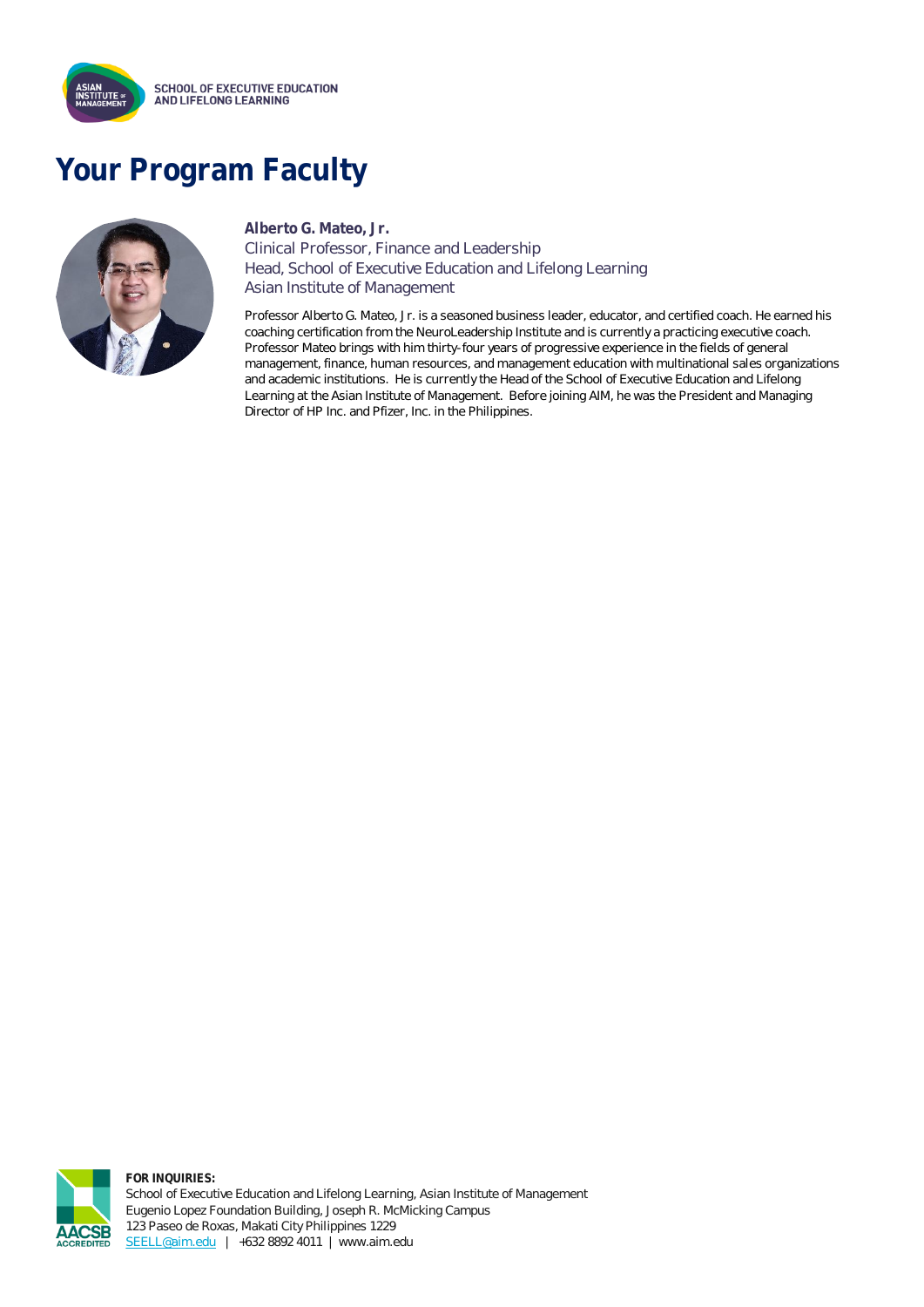SCHOOL OF EXECUTIVE EDUCATION AND LIFELONG LEARNING

# Your Program Faculty

**Alberto G. Mateo, Jr.**
Clinical Professor, Finance and Leadership
Head, School of Executive Education and Lifelong Learning
Asian Institute of Management

Professor Alberto G. Mateo, Jr. is a seasoned business leader, educator, and certified coach. He earned his coaching certification from the NeuroLeadership Institute and is currently a practicing executive coach. Professor Mateo brings with him thirty-four years of progressive experience in the fields of general management, finance, human resources, and management education with multinational sales organizations and academic institutions. He is currently the Head of the School of Executive Education and Lifelong Learning at the Asian Institute of Management. Before joining AIM, he was the President and Managing Director of HP Inc. and Pfizer, Inc. in the Philippines.

**FOR INQUIRIES:**
School of Executive Education and Lifelong Learning, Asian Institute of Management
Eugenio Lopez Foundation Building, Joseph R. McMicking Campus
123 Paseo de Roxas, Makati City Philippines 1229
SEELL@aim.edu | +632 8892 4011 | www.aim.edu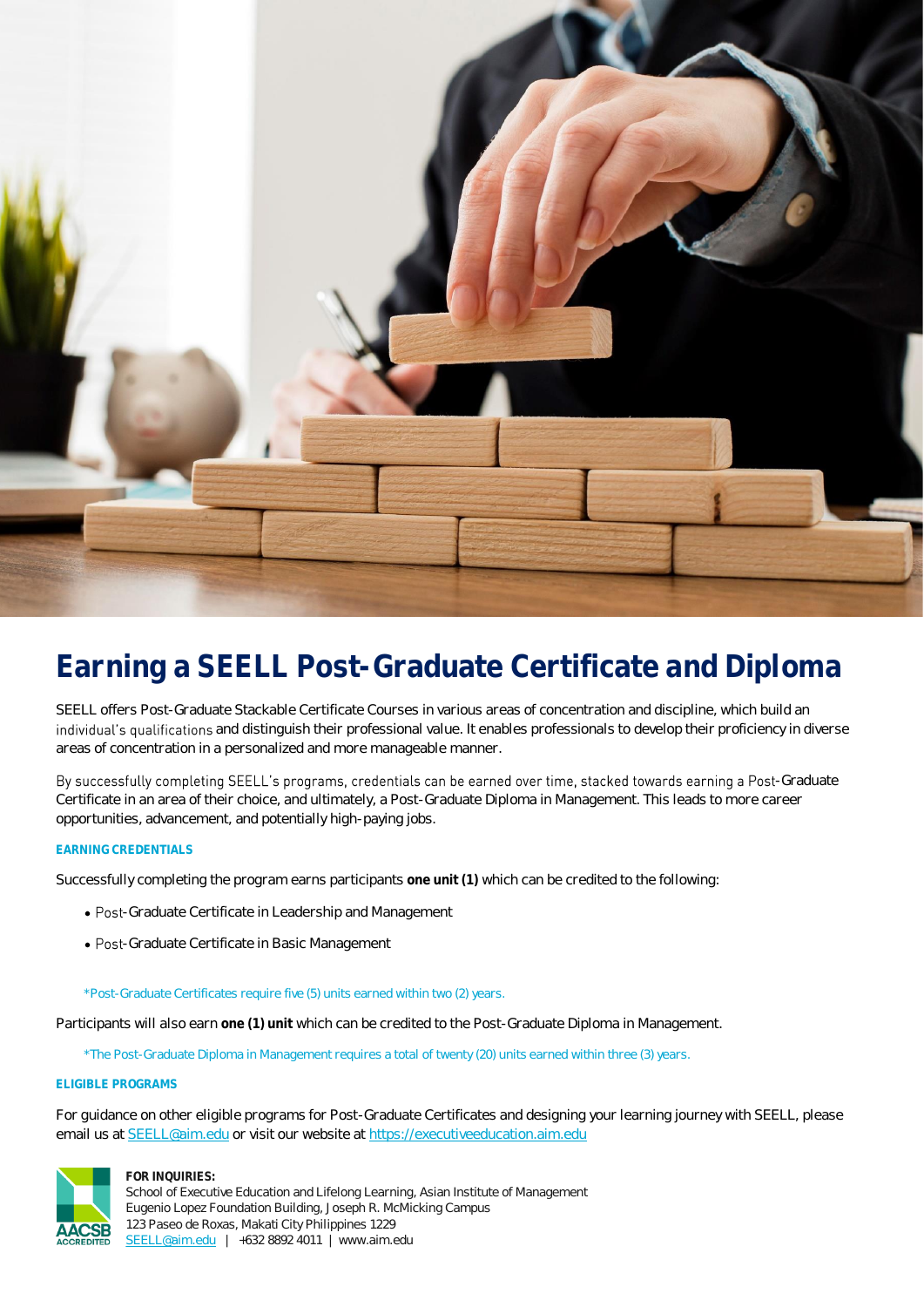# Earning a SEELL Post-Graduate Certificate and Diploma

SEELL offers Post-Graduate Stackable Certificate Courses in various areas of concentration and discipline, which build an individual's qualifications and distinguish their professional value. It enables professionals to develop their proficiency in diverse areas of concentration in a personalized and more manageable manner.

By successfully completing SEELL's programs, credentials can be earned over time, stacked towards earning a Post-Graduate Certificate in an area of their choice, and ultimately, a Post-Graduate Diploma in Management. This leads to more career opportunities, advancement, and potentially high-paying jobs.

### EARNING CREDENTIALS

Successfully completing the program earns participants **one unit (1)** which can be credited to the following:

- Post-Graduate Certificate in Leadership and Management
- Post-Graduate Certificate in Basic Management

*Post-Graduate Certificates require five (5) units earned within two (2) years.

Participants will also earn **one (1) unit** which can be credited to the Post-Graduate Diploma in Management.

*The Post-Graduate Diploma in Management requires a total of twenty (20) units earned within three (3) years.

### ELIGIBLE PROGRAMS

For guidance on other eligible programs for Post-Graduate Certificates and designing your learning journey with SEELL, please email us at SEELL@aim.edu or visit our website at https://executiveeducation.aim.edu

AACSB ACCREDITED

**FOR INQUIRIES:**
School of Executive Education and Lifelong Learning, Asian Institute of Management
Eugenio Lopez Foundation Building, Joseph R. McMicking Campus
123 Paseo de Roxas, Makati City Philippines 1229
SEELL@aim.edu | +632 8892 4011 | www.aim.edu